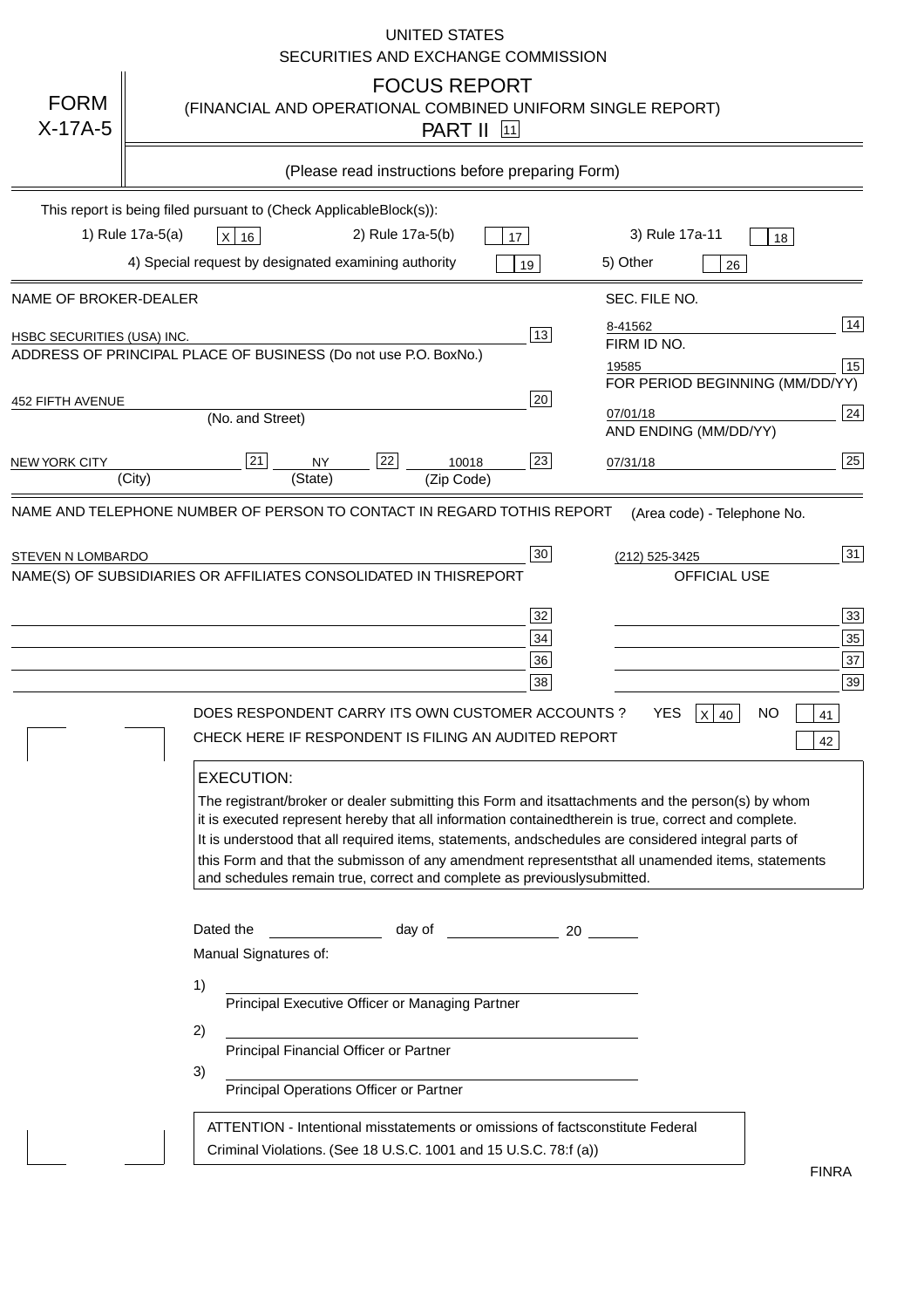UNITED STATES
SECURITIES AND EXCHANGE COMMISSION

# FORM X-17A-5

## FOCUS REPORT
(FINANCIAL AND OPERATIONAL COMBINED UNIFORM SINGLE REPORT)
PART II [11]

(Please read instructions before preparing Form)

This report is being filed pursuant to (Check Applicable Block(s)):

1) Rule 17a-5(a) [X] 16   2) Rule 17a-5(b) [ ] 17   3) Rule 17a-11 [ ] 18
4) Special request by designated examining authority [ ] 19   5) Other [ ] 26

| NAME OF BROKER-DEALER | | SEC. FILE NO. | |
|---|---|---|---|
| HSBC SECURITIES (USA) INC. | 13 | 8-41562 | 14 |
| ADDRESS OF PRINCIPAL PLACE OF BUSINESS (Do not use P.O. Box No.) | | FIRM ID NO. | |
| | | 19585 | 15 |
| 452 FIFTH AVENUE (No. and Street) | 20 | FOR PERIOD BEGINNING (MM/DD/YY) | |
| | | 07/01/18 | 24 |
| NEW YORK CITY (City) [21] NY (State) [22] 10018 (Zip Code) | 23 | AND ENDING (MM/DD/YY) | |
| | | 07/31/18 | 25 |

| NAME AND TELEPHONE NUMBER OF PERSON TO CONTACT IN REGARD TO THIS REPORT | | (Area code) - Telephone No. | |
|---|---|---|---|
| STEVEN N LOMBARDO | 30 | (212) 525-3425 | 31 |
| NAME(S) OF SUBSIDIARIES OR AFFILIATES CONSOLIDATED IN THIS REPORT | | OFFICIAL USE | |
| | 32 | | 33 |
| | 34 | | 35 |
| | 36 | | 37 |
| | 38 | | 39 |

DOES RESPONDENT CARRY ITS OWN CUSTOMER ACCOUNTS ? YES [X] 40 NO [ ] 41

CHECK HERE IF RESPONDENT IS FILING AN AUDITED REPORT [ ] 42

**EXECUTION:**

The registrant/broker or dealer submitting this Form and its attachments and the person(s) by whom it is executed represent hereby that all information contained therein is true, correct and complete. It is understood that all required items, statements, and schedules are considered integral parts of this Form and that the submisson of any amendment represents that all unamended items, statements and schedules remain true, correct and complete as previously submitted.

Dated the ______________ day of ______________ 20 ______

Manual Signatures of:

1) ______________________________
Principal Executive Officer or Managing Partner

2) ______________________________
Principal Financial Officer or Partner

3) ______________________________
Principal Operations Officer or Partner

ATTENTION - Intentional misstatements or omissions of facts constitute Federal Criminal Violations. (See 18 U.S.C. 1001 and 15 U.S.C. 78:f (a))

FINRA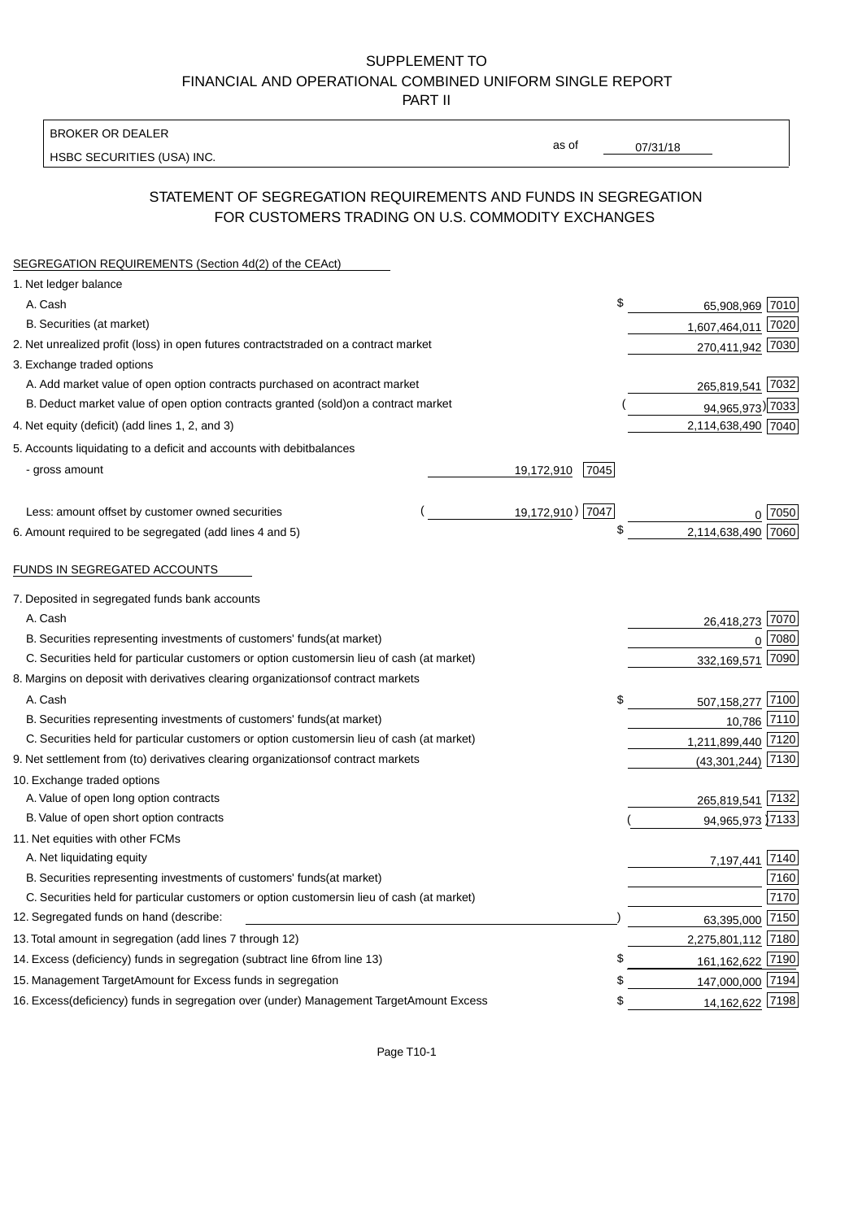SUPPLEMENT TO
FINANCIAL AND OPERATIONAL COMBINED UNIFORM SINGLE REPORT
PART II

BROKER OR DEALER

HSBC SECURITIES (USA) INC.

as of 07/31/18

## STATEMENT OF SEGREGATION REQUIREMENTS AND FUNDS IN SEGREGATION FOR CUSTOMERS TRADING ON U.S. COMMODITY EXCHANGES

**SEGREGATION REQUIREMENTS (Section 4d(2) of the CEAct)**

| | | | | |
|---|---|---|---|---|
| 1. Net ledger balance | | | | |
| A. Cash | | | $ 65,908,969 | 7010 |
| B. Securities (at market) | | | 1,607,464,011 | 7020 |
| 2. Net unrealized profit (loss) in open futures contracts traded on a contract market | | | 270,411,942 | 7030 |
| 3. Exchange traded options | | | | |
| A. Add market value of open option contracts purchased on a contract market | | | 265,819,541 | 7032 |
| B. Deduct market value of open option contracts granted (sold) on a contract market | | | (94,965,973) | 7033 |
| 4. Net equity (deficit) (add lines 1, 2, and 3) | | | 2,114,638,490 | 7040 |
| 5. Accounts liquidating to a deficit and accounts with debit balances | | | | |
| - gross amount | 19,172,910 | 7045 | | |
| Less: amount offset by customer owned securities | (19,172,910) | 7047 | 0 | 7050 |
| 6. Amount required to be segregated (add lines 4 and 5) | | | $ 2,114,638,490 | 7060 |

**FUNDS IN SEGREGATED ACCOUNTS**

| | | |
|---|---|---|
| 7. Deposited in segregated funds bank accounts | | |
| A. Cash | 26,418,273 | 7070 |
| B. Securities representing investments of customers' funds (at market) | 0 | 7080 |
| C. Securities held for particular customers or option customers in lieu of cash (at market) | 332,169,571 | 7090 |
| 8. Margins on deposit with derivatives clearing organizations of contract markets | | |
| A. Cash | $ 507,158,277 | 7100 |
| B. Securities representing investments of customers' funds (at market) | 10,786 | 7110 |
| C. Securities held for particular customers or option customers in lieu of cash (at market) | 1,211,899,440 | 7120 |
| 9. Net settlement from (to) derivatives clearing organizations of contract markets | (43,301,244) | 7130 |
| 10. Exchange traded options | | |
| A. Value of open long option contracts | 265,819,541 | 7132 |
| B. Value of open short option contracts | (94,965,973) | 7133 |
| 11. Net equities with other FCMs | | |
| A. Net liquidating equity | 7,197,441 | 7140 |
| B. Securities representing investments of customers' funds (at market) | | 7160 |
| C. Securities held for particular customers or option customers in lieu of cash (at market) | | 7170 |
| 12. Segregated funds on hand (describe: ) | 63,395,000 | 7150 |
| 13. Total amount in segregation (add lines 7 through 12) | 2,275,801,112 | 7180 |
| 14. Excess (deficiency) funds in segregation (subtract line 6 from line 13) | $ 161,162,622 | 7190 |
| 15. Management Target Amount for Excess funds in segregation | $ 147,000,000 | 7194 |
| 16. Excess (deficiency) funds in segregation over (under) Management Target Amount Excess | $ 14,162,622 | 7198 |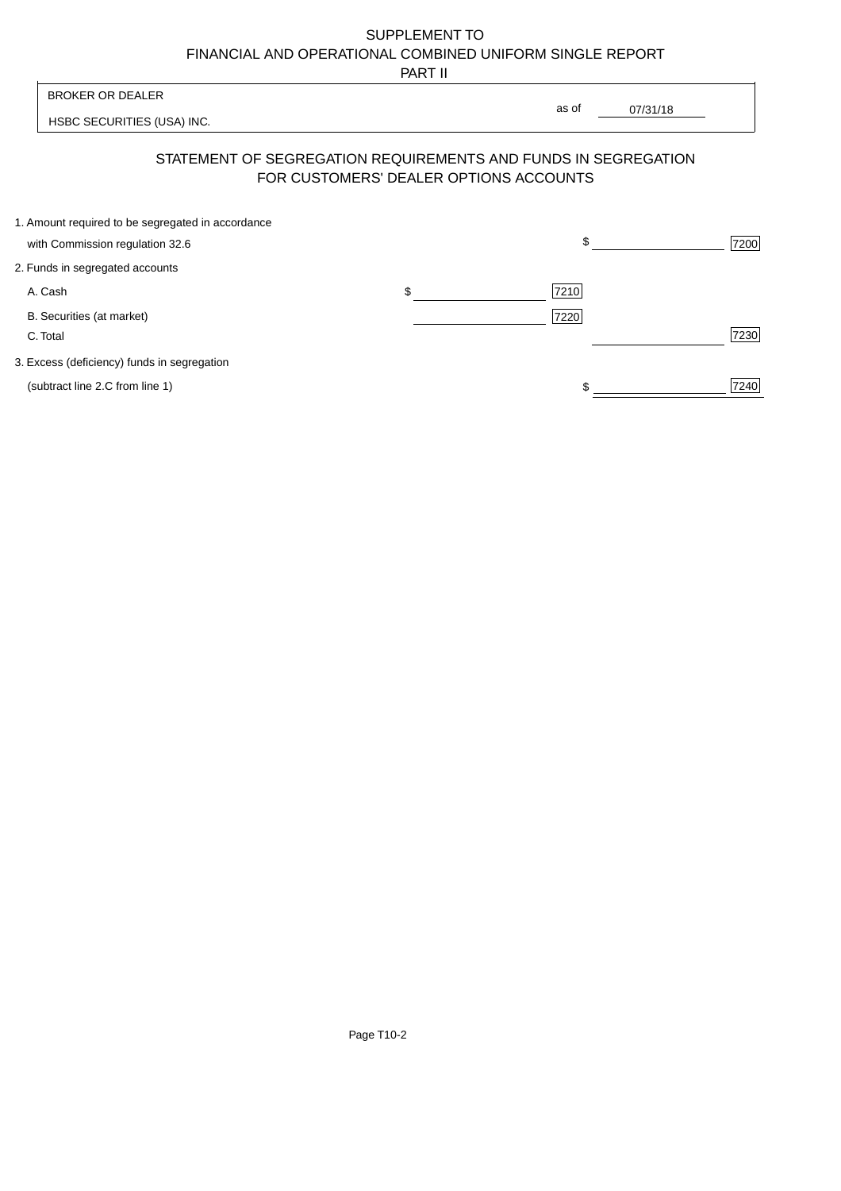SUPPLEMENT TO
FINANCIAL AND OPERATIONAL COMBINED UNIFORM SINGLE REPORT
PART II

BROKER OR DEALER

HSBC SECURITIES (USA) INC.

as of 07/31/18

## STATEMENT OF SEGREGATION REQUIREMENTS AND FUNDS IN SEGREGATION FOR CUSTOMERS' DEALER OPTIONS ACCOUNTS

| | | | | |
|---|---|---|---|---|
| 1. Amount required to be segregated in accordance with Commission regulation 32.6 | | | $ | 7200 |
| 2. Funds in segregated accounts | | | | |
| A. Cash | $ | 7210 | | |
| B. Securities (at market) | | 7220 | | |
| C. Total | | | | 7230 |
| 3. Excess (deficiency) funds in segregation (subtract line 2.C from line 1) | | | $ | 7240 |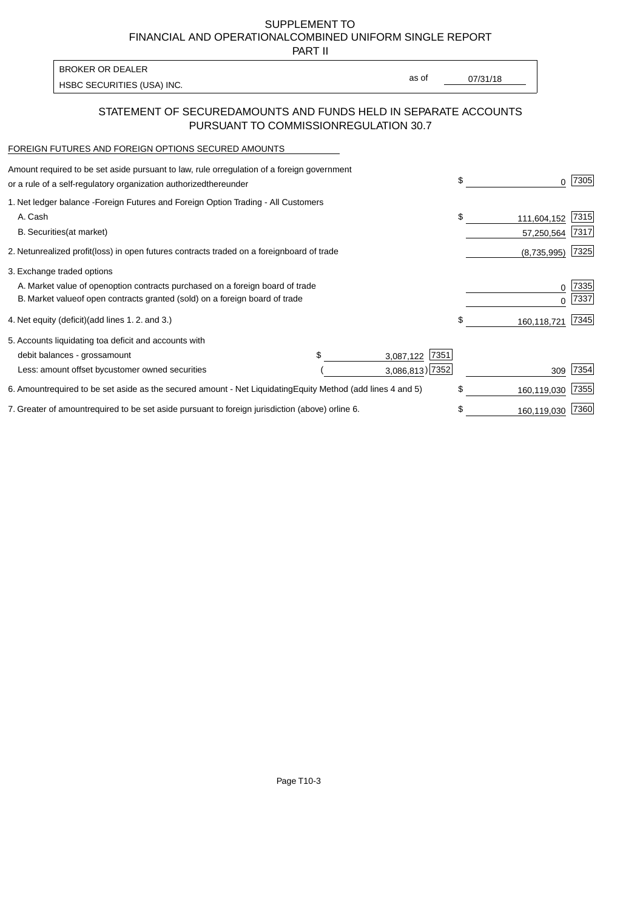SUPPLEMENT TO
FINANCIAL AND OPERATIONAL COMBINED UNIFORM SINGLE REPORT
PART II

| BROKER OR DEALER | | |
|---|---|---|
| HSBC SECURITIES (USA) INC. | as of | 07/31/18 |

## STATEMENT OF SECURED AMOUNTS AND FUNDS HELD IN SEPARATE ACCOUNTS PURSUANT TO COMMISSION REGULATION 30.7

FOREIGN FUTURES AND FOREIGN OPTIONS SECURED AMOUNTS

| | | | | |
|---|---|---|---|---|
| Amount required to be set aside pursuant to law, rule or regulation of a foreign government or a rule of a self-regulatory organization authorized thereunder | | | $ 0 | 7305 |
| 1. Net ledger balance - Foreign Futures and Foreign Option Trading - All Customers | | | | |
| A. Cash | | | $ 111,604,152 | 7315 |
| B. Securities (at market) | | | 57,250,564 | 7317 |
| 2. Net unrealized profit (loss) in open futures contracts traded on a foreign board of trade | | | (8,735,995) | 7325 |
| 3. Exchange traded options | | | | |
| A. Market value of open option contracts purchased on a foreign board of trade | | | 0 | 7335 |
| B. Market value of open contracts granted (sold) on a foreign board of trade | | | 0 | 7337 |
| 4. Net equity (deficit) (add lines 1. 2. and 3.) | | | $ 160,118,721 | 7345 |
| 5. Accounts liquidating to a deficit and accounts with | | | | |
| debit balances - gross amount | $ 3,087,122 | 7351 | | |
| Less: amount offset by customer owned securities | ( 3,086,813) | 7352 | 309 | 7354 |
| 6. Amount required to be set aside as the secured amount - Net Liquidating Equity Method (add lines 4 and 5) | | | $ 160,119,030 | 7355 |
| 7. Greater of amount required to be set aside pursuant to foreign jurisdiction (above) or line 6. | | | $ 160,119,030 | 7360 |

Page T10-3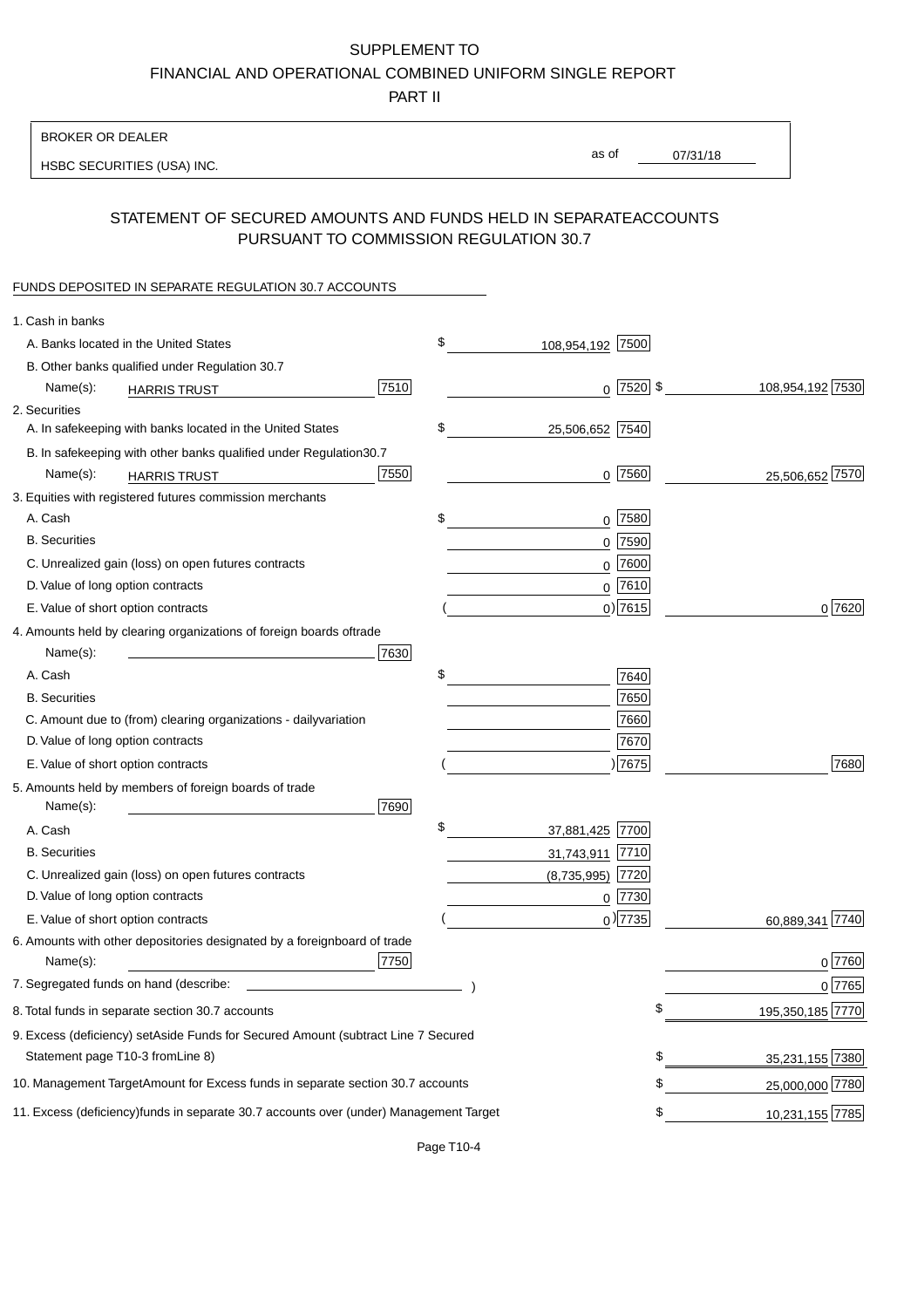SUPPLEMENT TO

FINANCIAL AND OPERATIONAL COMBINED UNIFORM SINGLE REPORT

PART II

BROKER OR DEALER

HSBC SECURITIES (USA) INC.

as of 07/31/18

## STATEMENT OF SECURED AMOUNTS AND FUNDS HELD IN SEPARATE ACCOUNTS PURSUANT TO COMMISSION REGULATION 30.7

FUNDS DEPOSITED IN SEPARATE REGULATION 30.7 ACCOUNTS

| | | | |
|---|---|---|---|
| 1. Cash in banks | | | |
| A. Banks located in the United States | | $ 108,954,192 [7500] | |
| B. Other banks qualified under Regulation 30.7 | | | |
| Name(s): HARRIS TRUST | [7510] | 0 [7520] | $ 108,954,192 [7530] |
| 2. Securities | | | |
| A. In safekeeping with banks located in the United States | | $ 25,506,652 [7540] | |
| B. In safekeeping with other banks qualified under Regulation 30.7 | | | |
| Name(s): HARRIS TRUST | [7550] | 0 [7560] | 25,506,652 [7570] |
| 3. Equities with registered futures commission merchants | | | |
| A. Cash | | $ 0 [7580] | |
| B. Securities | | 0 [7590] | |
| C. Unrealized gain (loss) on open futures contracts | | 0 [7600] | |
| D. Value of long option contracts | | 0 [7610] | |
| E. Value of short option contracts | | ( 0) [7615] | 0 [7620] |
| 4. Amounts held by clearing organizations of foreign boards of trade | | | |
| Name(s): | [7630] | | |
| A. Cash | | $ [7640] | |
| B. Securities | | [7650] | |
| C. Amount due to (from) clearing organizations - daily variation | | [7660] | |
| D. Value of long option contracts | | [7670] | |
| E. Value of short option contracts | | ( ) [7675] | [7680] |
| 5. Amounts held by members of foreign boards of trade | | | |
| Name(s): | [7690] | | |
| A. Cash | | $ 37,881,425 [7700] | |
| B. Securities | | 31,743,911 [7710] | |
| C. Unrealized gain (loss) on open futures contracts | | (8,735,995) [7720] | |
| D. Value of long option contracts | | 0 [7730] | |
| E. Value of short option contracts | | ( 0) [7735] | 60,889,341 [7740] |
| 6. Amounts with other depositories designated by a foreign board of trade | | | |
| Name(s): | [7750] | | 0 [7760] |
| 7. Segregated funds on hand (describe: ) | | | 0 [7765] |
| 8. Total funds in separate section 30.7 accounts | | | $ 195,350,185 [7770] |
| 9. Excess (deficiency) set Aside Funds for Secured Amount (subtract Line 7 Secured Statement page T10-3 from Line 8) | | | $ 35,231,155 [7380] |
| 10. Management Target Amount for Excess funds in separate section 30.7 accounts | | | $ 25,000,000 [7780] |
| 11. Excess (deficiency) funds in separate 30.7 accounts over (under) Management Target | | | $ 10,231,155 [7785] |

Page T10-4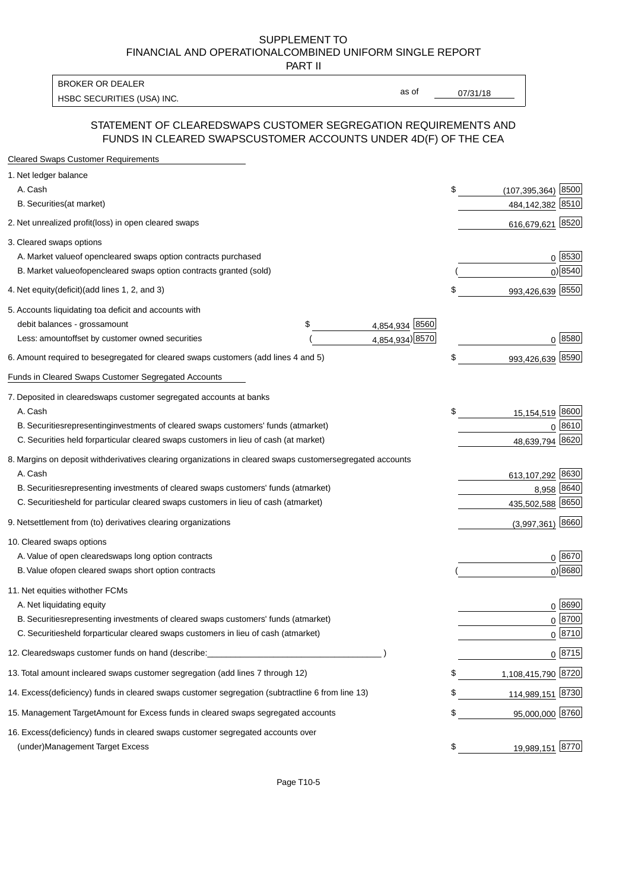SUPPLEMENT TO
FINANCIAL AND OPERATIONALCOMBINED UNIFORM SINGLE REPORT
PART II

| BROKER OR DEALER | | |
|---|---|---|
| HSBC SECURITIES (USA) INC. | as of | 07/31/18 |

## STATEMENT OF CLEAREDSWAPS CUSTOMER SEGREGATION REQUIREMENTS AND FUNDS IN CLEARED SWAPSCUSTOMER ACCOUNTS UNDER 4D(F) OF THE CEA

| | | | |
|---|---|---|---|
| **Cleared Swaps Customer Requirements** | | | |
| 1. Net ledger balance | | | |
| A. Cash | | $ (107,395,364) | 8500 |
| B. Securities(at market) | | 484,142,382 | 8510 |
| 2. Net unrealized profit(loss) in open cleared swaps | | 616,679,621 | 8520 |
| 3. Cleared swaps options | | | |
| A. Market valueof opencleared swaps option contracts purchased | | 0 | 8530 |
| B. Market valueofopencleared swaps option contracts granted (sold) | | ( 0) | 8540 |
| 4. Net equity(deficit)(add lines 1, 2, and 3) | | $ 993,426,639 | 8550 |
| 5. Accounts liquidating toa deficit and accounts with | | | |
| debit balances - grossamount | $ 4,854,934 8560 | | |
| Less: amountoffset by customer owned securities | ( 4,854,934) 8570 | 0 | 8580 |
| 6. Amount required to besegregated for cleared swaps customers (add lines 4 and 5) | | $ 993,426,639 | 8590 |
| **Funds in Cleared Swaps Customer Segregated Accounts** | | | |
| 7. Deposited in clearedswaps customer segregated accounts at banks | | | |
| A. Cash | | $ 15,154,519 | 8600 |
| B. Securitiesrepresentinginvestments of cleared swaps customers' funds (atmarket) | | 0 | 8610 |
| C. Securities held forparticular cleared swaps customers in lieu of cash (at market) | | 48,639,794 | 8620 |
| 8. Margins on deposit withderivatives clearing organizations in cleared swaps customersegregated accounts | | | |
| A. Cash | | 613,107,292 | 8630 |
| B. Securitiesrepresenting investments of cleared swaps customers' funds (atmarket) | | 8,958 | 8640 |
| C. Securitiesheld for particular cleared swaps customers in lieu of cash (atmarket) | | 435,502,588 | 8650 |
| 9. Netsettlement from (to) derivatives clearing organizations | | (3,997,361) | 8660 |
| 10. Cleared swaps options | | | |
| A. Value of open clearedswaps long option contracts | | 0 | 8670 |
| B. Value ofopen cleared swaps short option contracts | | ( 0) | 8680 |
| 11. Net equities withother FCMs | | | |
| A. Net liquidating equity | | 0 | 8690 |
| B. Securitiesrepresenting investments of cleared swaps customers' funds (atmarket) | | 0 | 8700 |
| C. Securitiesheld forparticular cleared swaps customers in lieu of cash (atmarket) | | 0 | 8710 |
| 12. Clearedswaps customer funds on hand (describe:____________________________________ ) | | 0 | 8715 |
| 13. Total amount incleared swaps customer segregation (add lines 7 through 12) | | $ 1,108,415,790 | 8720 |
| 14. Excess(deficiency) funds in cleared swaps customer segregation (subtractline 6 from line 13) | | $ 114,989,151 | 8730 |
| 15. Management TargetAmount for Excess funds in cleared swaps segregated accounts | | $ 95,000,000 | 8760 |
| 16. Excess(deficiency) funds in cleared swaps customer segregated accounts over (under)Management Target Excess | | $ 19,989,151 | 8770 |

Page T10-5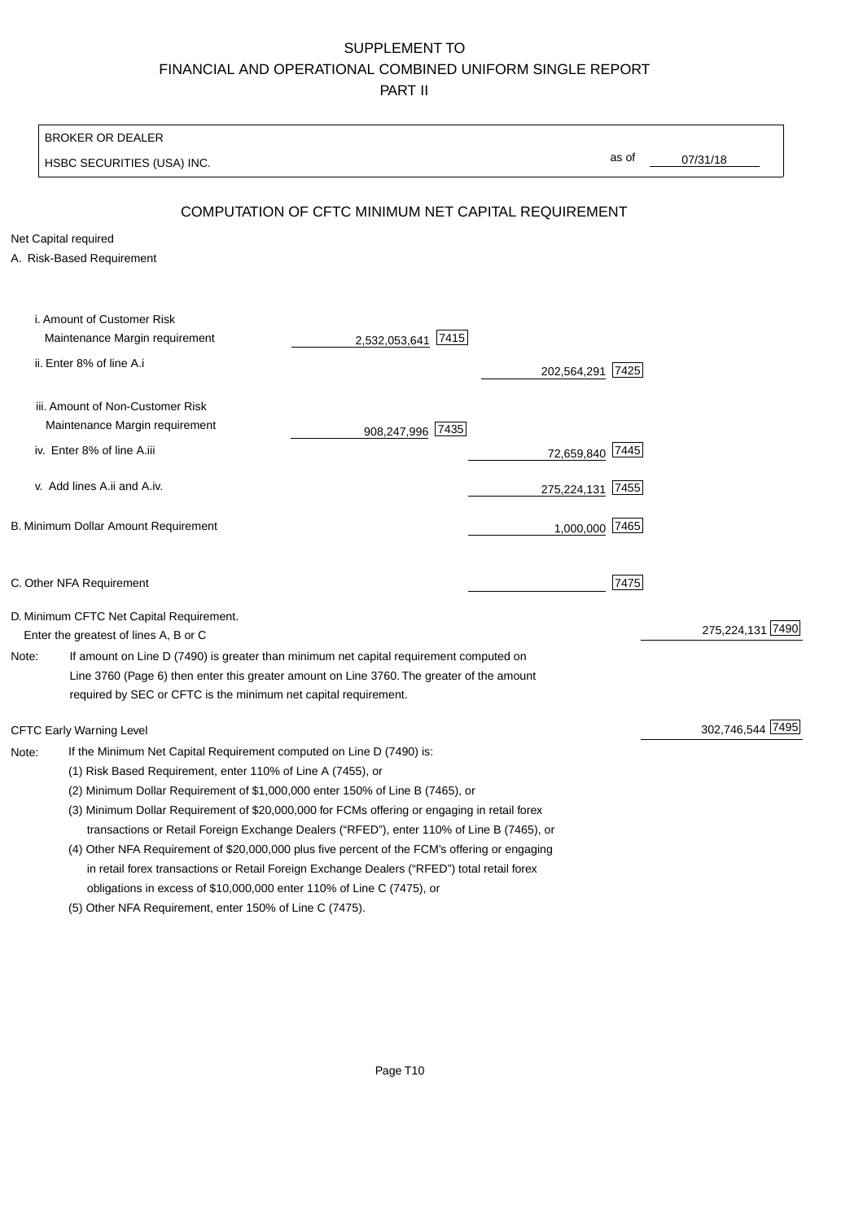# SUPPLEMENT TO
# FINANCIAL AND OPERATIONAL COMBINED UNIFORM SINGLE REPORT
## PART II

| | |
|---|---|
| BROKER OR DEALER | |
| HSBC SECURITIES (USA) INC. | as of 07/31/18 |

## COMPUTATION OF CFTC MINIMUM NET CAPITAL REQUIREMENT

Net Capital required

A. Risk-Based Requirement

| | | | |
|---|---|---|---|
| i. Amount of Customer Risk Maintenance Margin requirement | 2,532,053,641 [7415] | | |
| ii. Enter 8% of line A.i | | 202,564,291 [7425] | |
| iii. Amount of Non-Customer Risk Maintenance Margin requirement | 908,247,996 [7435] | | |
| iv. Enter 8% of line A.iii | | 72,659,840 [7445] | |
| v. Add lines A.ii and A.iv. | | 275,224,131 [7455] | |
| B. Minimum Dollar Amount Requirement | | 1,000,000 [7465] | |
| C. Other NFA Requirement | | [7475] | |
| D. Minimum CFTC Net Capital Requirement. Enter the greatest of lines A, B or C | | | 275,224,131 [7490] |

Note: If amount on Line D (7490) is greater than minimum net capital requirement computed on Line 3760 (Page 6) then enter this greater amount on Line 3760. The greater of the amount required by SEC or CFTC is the minimum net capital requirement.

| | |
|---|---|
| CFTC Early Warning Level | 302,746,544 [7495] |

Note: If the Minimum Net Capital Requirement computed on Line D (7490) is:

(1) Risk Based Requirement, enter 110% of Line A (7455), or

(2) Minimum Dollar Requirement of $1,000,000 enter 150% of Line B (7465), or

(3) Minimum Dollar Requirement of $20,000,000 for FCMs offering or engaging in retail forex transactions or Retail Foreign Exchange Dealers ("RFED"), enter 110% of Line B (7465), or

(4) Other NFA Requirement of $20,000,000 plus five percent of the FCM's offering or engaging in retail forex transactions or Retail Foreign Exchange Dealers ("RFED") total retail forex obligations in excess of $10,000,000 enter 110% of Line C (7475), or

(5) Other NFA Requirement, enter 150% of Line C (7475).